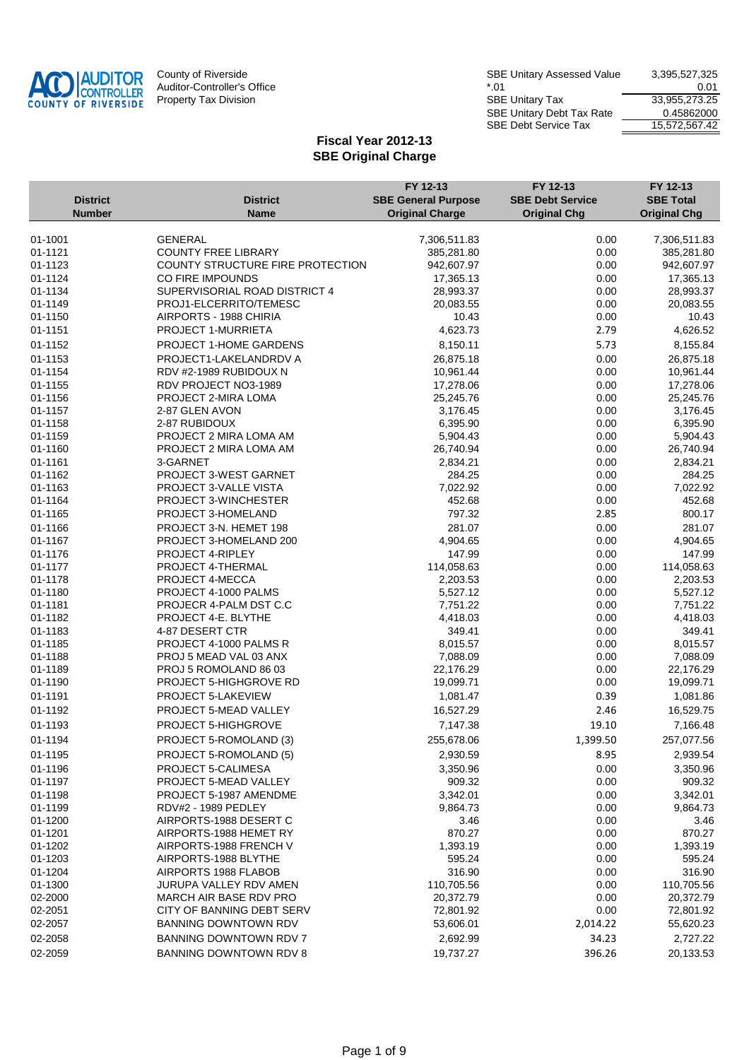County of Riverside
Auditor-Controller's Office
Property Tax Division

| | |
|---|---|
| SBE Unitary Assessed Value | 3,395,527,325 |
| *.01 | 0.01 |
| SBE Unitary Tax | 33,955,273.25 |
| SBE Unitary Debt Tax Rate | 0.45862000 |
| SBE Debt Service Tax | 15,572,567.42 |

## Fiscal Year 2012-13
## SBE Original Charge

| District Number | District Name | FY 12-13 SBE General Purpose Original Charge | FY 12-13 SBE Debt Service Original Chg | FY 12-13 SBE Total Original Chg |
|---|---|---|---|---|
| 01-1001 | GENERAL | 7,306,511.83 | 0.00 | 7,306,511.83 |
| 01-1121 | COUNTY FREE LIBRARY | 385,281.80 | 0.00 | 385,281.80 |
| 01-1123 | COUNTY STRUCTURE FIRE PROTECTION | 942,607.97 | 0.00 | 942,607.97 |
| 01-1124 | CO FIRE IMPOUNDS | 17,365.13 | 0.00 | 17,365.13 |
| 01-1134 | SUPERVISORIAL ROAD DISTRICT 4 | 28,993.37 | 0.00 | 28,993.37 |
| 01-1149 | PROJ1-ELCERRITO/TEMESC | 20,083.55 | 0.00 | 20,083.55 |
| 01-1150 | AIRPORTS - 1988 CHIRIA | 10.43 | 0.00 | 10.43 |
| 01-1151 | PROJECT 1-MURRIETA | 4,623.73 | 2.79 | 4,626.52 |
| 01-1152 | PROJECT 1-HOME GARDENS | 8,150.11 | 5.73 | 8,155.84 |
| 01-1153 | PROJECT1-LAKELANDRDV A | 26,875.18 | 0.00 | 26,875.18 |
| 01-1154 | RDV #2-1989 RUBIDOUX N | 10,961.44 | 0.00 | 10,961.44 |
| 01-1155 | RDV PROJECT NO3-1989 | 17,278.06 | 0.00 | 17,278.06 |
| 01-1156 | PROJECT 2-MIRA LOMA | 25,245.76 | 0.00 | 25,245.76 |
| 01-1157 | 2-87 GLEN AVON | 3,176.45 | 0.00 | 3,176.45 |
| 01-1158 | 2-87 RUBIDOUX | 6,395.90 | 0.00 | 6,395.90 |
| 01-1159 | PROJECT 2 MIRA LOMA AM | 5,904.43 | 0.00 | 5,904.43 |
| 01-1160 | PROJECT 2 MIRA LOMA AM | 26,740.94 | 0.00 | 26,740.94 |
| 01-1161 | 3-GARNET | 2,834.21 | 0.00 | 2,834.21 |
| 01-1162 | PROJECT 3-WEST GARNET | 284.25 | 0.00 | 284.25 |
| 01-1163 | PROJECT 3-VALLE VISTA | 7,022.92 | 0.00 | 7,022.92 |
| 01-1164 | PROJECT 3-WINCHESTER | 452.68 | 0.00 | 452.68 |
| 01-1165 | PROJECT 3-HOMELAND | 797.32 | 2.85 | 800.17 |
| 01-1166 | PROJECT 3-N. HEMET 198 | 281.07 | 0.00 | 281.07 |
| 01-1167 | PROJECT 3-HOMELAND 200 | 4,904.65 | 0.00 | 4,904.65 |
| 01-1176 | PROJECT 4-RIPLEY | 147.99 | 0.00 | 147.99 |
| 01-1177 | PROJECT 4-THERMAL | 114,058.63 | 0.00 | 114,058.63 |
| 01-1178 | PROJECT 4-MECCA | 2,203.53 | 0.00 | 2,203.53 |
| 01-1180 | PROJECT 4-1000 PALMS | 5,527.12 | 0.00 | 5,527.12 |
| 01-1181 | PROJECR 4-PALM DST C.C | 7,751.22 | 0.00 | 7,751.22 |
| 01-1182 | PROJECT 4-E. BLYTHE | 4,418.03 | 0.00 | 4,418.03 |
| 01-1183 | 4-87 DESERT CTR | 349.41 | 0.00 | 349.41 |
| 01-1185 | PROJECT 4-1000 PALMS R | 8,015.57 | 0.00 | 8,015.57 |
| 01-1188 | PROJ 5 MEAD VAL 03 ANX | 7,088.09 | 0.00 | 7,088.09 |
| 01-1189 | PROJ 5 ROMOLAND 86 03 | 22,176.29 | 0.00 | 22,176.29 |
| 01-1190 | PROJECT 5-HIGHGROVE RD | 19,099.71 | 0.00 | 19,099.71 |
| 01-1191 | PROJECT 5-LAKEVIEW | 1,081.47 | 0.39 | 1,081.86 |
| 01-1192 | PROJECT 5-MEAD VALLEY | 16,527.29 | 2.46 | 16,529.75 |
| 01-1193 | PROJECT 5-HIGHGROVE | 7,147.38 | 19.10 | 7,166.48 |
| 01-1194 | PROJECT 5-ROMOLAND (3) | 255,678.06 | 1,399.50 | 257,077.56 |
| 01-1195 | PROJECT 5-ROMOLAND (5) | 2,930.59 | 8.95 | 2,939.54 |
| 01-1196 | PROJECT 5-CALIMESA | 3,350.96 | 0.00 | 3,350.96 |
| 01-1197 | PROJECT 5-MEAD VALLEY | 909.32 | 0.00 | 909.32 |
| 01-1198 | PROJECT 5-1987 AMENDME | 3,342.01 | 0.00 | 3,342.01 |
| 01-1199 | RDV#2 - 1989 PEDLEY | 9,864.73 | 0.00 | 9,864.73 |
| 01-1200 | AIRPORTS-1988 DESERT C | 3.46 | 0.00 | 3.46 |
| 01-1201 | AIRPORTS-1988 HEMET RY | 870.27 | 0.00 | 870.27 |
| 01-1202 | AIRPORTS-1988 FRENCH V | 1,393.19 | 0.00 | 1,393.19 |
| 01-1203 | AIRPORTS-1988 BLYTHE | 595.24 | 0.00 | 595.24 |
| 01-1204 | AIRPORTS 1988 FLABOB | 316.90 | 0.00 | 316.90 |
| 01-1300 | JURUPA VALLEY RDV AMEN | 110,705.56 | 0.00 | 110,705.56 |
| 02-2000 | MARCH AIR BASE RDV PRO | 20,372.79 | 0.00 | 20,372.79 |
| 02-2051 | CITY OF BANNING DEBT SERV | 72,801.92 | 0.00 | 72,801.92 |
| 02-2057 | BANNING DOWNTOWN RDV | 53,606.01 | 2,014.22 | 55,620.23 |
| 02-2058 | BANNING DOWNTOWN RDV 7 | 2,692.99 | 34.23 | 2,727.22 |
| 02-2059 | BANNING DOWNTOWN RDV 8 | 19,737.27 | 396.26 | 20,133.53 |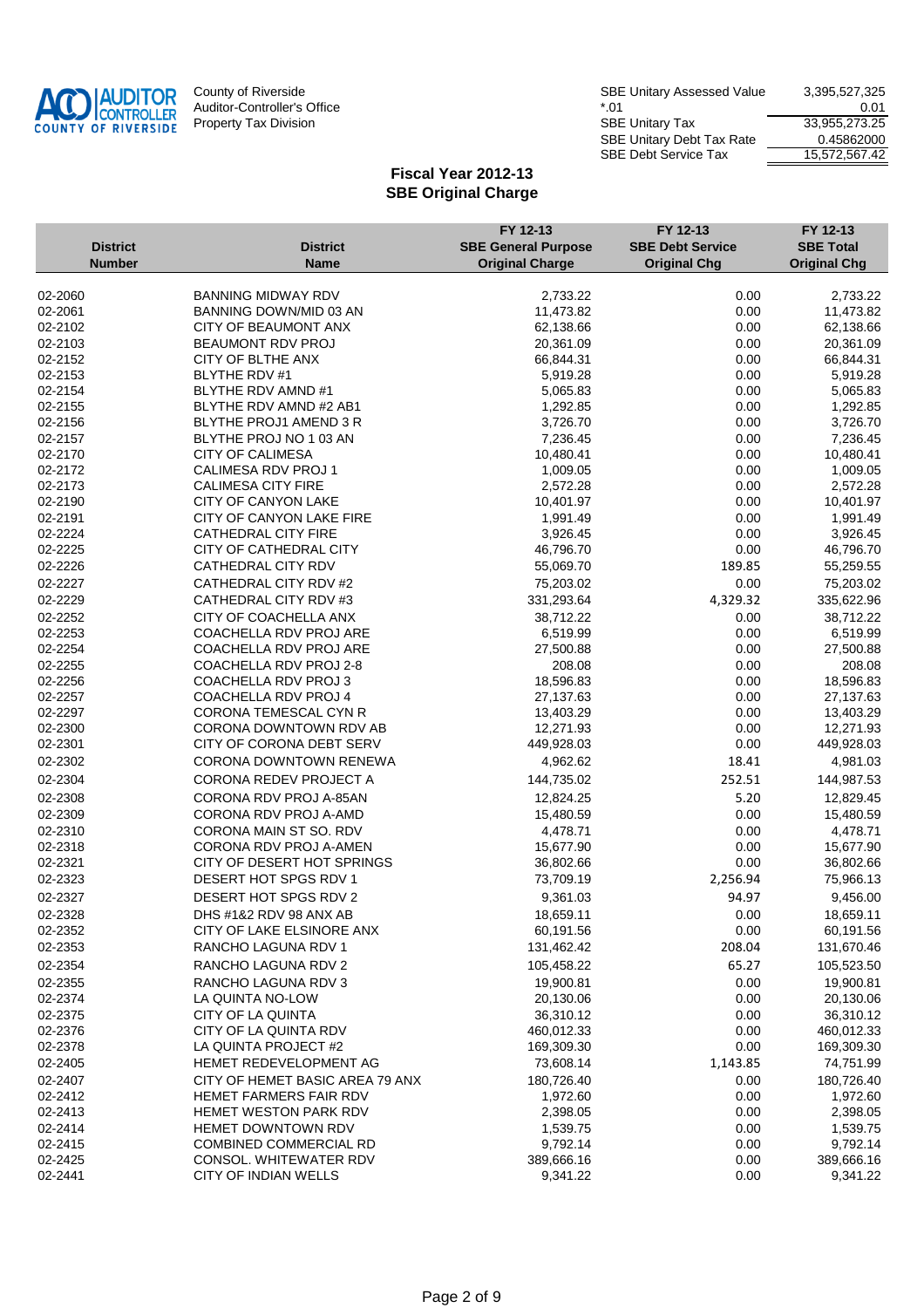County of Riverside
Auditor-Controller's Office
Property Tax Division

| | |
|---|---|
| SBE Unitary Assessed Value | 3,395,527,325 |
| *.01 | 0.01 |
| SBE Unitary Tax | 33,955,273.25 |
| SBE Unitary Debt Tax Rate | 0.45862000 |
| SBE Debt Service Tax | 15,572,567.42 |

## Fiscal Year 2012-13
## SBE Original Charge

| District Number | District Name | FY 12-13 SBE General Purpose Original Charge | FY 12-13 SBE Debt Service Original Chg | FY 12-13 SBE Total Original Chg |
|---|---|---|---|---|
| 02-2060 | BANNING MIDWAY RDV | 2,733.22 | 0.00 | 2,733.22 |
| 02-2061 | BANNING DOWN/MID 03 AN | 11,473.82 | 0.00 | 11,473.82 |
| 02-2102 | CITY OF BEAUMONT ANX | 62,138.66 | 0.00 | 62,138.66 |
| 02-2103 | BEAUMONT RDV PROJ | 20,361.09 | 0.00 | 20,361.09 |
| 02-2152 | CITY OF BLTHE ANX | 66,844.31 | 0.00 | 66,844.31 |
| 02-2153 | BLYTHE RDV #1 | 5,919.28 | 0.00 | 5,919.28 |
| 02-2154 | BLYTHE RDV AMND #1 | 5,065.83 | 0.00 | 5,065.83 |
| 02-2155 | BLYTHE RDV AMND #2 AB1 | 1,292.85 | 0.00 | 1,292.85 |
| 02-2156 | BLYTHE PROJ1 AMEND 3 R | 3,726.70 | 0.00 | 3,726.70 |
| 02-2157 | BLYTHE PROJ NO 1 03 AN | 7,236.45 | 0.00 | 7,236.45 |
| 02-2170 | CITY OF CALIMESA | 10,480.41 | 0.00 | 10,480.41 |
| 02-2172 | CALIMESA RDV PROJ 1 | 1,009.05 | 0.00 | 1,009.05 |
| 02-2173 | CALIMESA CITY FIRE | 2,572.28 | 0.00 | 2,572.28 |
| 02-2190 | CITY OF CANYON LAKE | 10,401.97 | 0.00 | 10,401.97 |
| 02-2191 | CITY OF CANYON LAKE FIRE | 1,991.49 | 0.00 | 1,991.49 |
| 02-2224 | CATHEDRAL CITY FIRE | 3,926.45 | 0.00 | 3,926.45 |
| 02-2225 | CITY OF CATHEDRAL CITY | 46,796.70 | 0.00 | 46,796.70 |
| 02-2226 | CATHEDRAL CITY RDV | 55,069.70 | 189.85 | 55,259.55 |
| 02-2227 | CATHEDRAL CITY RDV #2 | 75,203.02 | 0.00 | 75,203.02 |
| 02-2229 | CATHEDRAL CITY RDV #3 | 331,293.64 | 4,329.32 | 335,622.96 |
| 02-2252 | CITY OF COACHELLA ANX | 38,712.22 | 0.00 | 38,712.22 |
| 02-2253 | COACHELLA RDV PROJ ARE | 6,519.99 | 0.00 | 6,519.99 |
| 02-2254 | COACHELLA RDV PROJ ARE | 27,500.88 | 0.00 | 27,500.88 |
| 02-2255 | COACHELLA RDV PROJ 2-8 | 208.08 | 0.00 | 208.08 |
| 02-2256 | COACHELLA RDV PROJ 3 | 18,596.83 | 0.00 | 18,596.83 |
| 02-2257 | COACHELLA RDV PROJ 4 | 27,137.63 | 0.00 | 27,137.63 |
| 02-2297 | CORONA TEMESCAL CYN R | 13,403.29 | 0.00 | 13,403.29 |
| 02-2300 | CORONA DOWNTOWN RDV AB | 12,271.93 | 0.00 | 12,271.93 |
| 02-2301 | CITY OF CORONA DEBT SERV | 449,928.03 | 0.00 | 449,928.03 |
| 02-2302 | CORONA DOWNTOWN RENEWA | 4,962.62 | 18.41 | 4,981.03 |
| 02-2304 | CORONA REDEV PROJECT A | 144,735.02 | 252.51 | 144,987.53 |
| 02-2308 | CORONA RDV PROJ A-85AN | 12,824.25 | 5.20 | 12,829.45 |
| 02-2309 | CORONA RDV PROJ A-AMD | 15,480.59 | 0.00 | 15,480.59 |
| 02-2310 | CORONA MAIN ST SO. RDV | 4,478.71 | 0.00 | 4,478.71 |
| 02-2318 | CORONA RDV PROJ A-AMEN | 15,677.90 | 0.00 | 15,677.90 |
| 02-2321 | CITY OF DESERT HOT SPRINGS | 36,802.66 | 0.00 | 36,802.66 |
| 02-2323 | DESERT HOT SPGS RDV 1 | 73,709.19 | 2,256.94 | 75,966.13 |
| 02-2327 | DESERT HOT SPGS RDV 2 | 9,361.03 | 94.97 | 9,456.00 |
| 02-2328 | DHS #1&2 RDV 98 ANX AB | 18,659.11 | 0.00 | 18,659.11 |
| 02-2352 | CITY OF LAKE ELSINORE ANX | 60,191.56 | 0.00 | 60,191.56 |
| 02-2353 | RANCHO LAGUNA RDV 1 | 131,462.42 | 208.04 | 131,670.46 |
| 02-2354 | RANCHO LAGUNA RDV 2 | 105,458.22 | 65.27 | 105,523.50 |
| 02-2355 | RANCHO LAGUNA RDV 3 | 19,900.81 | 0.00 | 19,900.81 |
| 02-2374 | LA QUINTA NO-LOW | 20,130.06 | 0.00 | 20,130.06 |
| 02-2375 | CITY OF LA QUINTA | 36,310.12 | 0.00 | 36,310.12 |
| 02-2376 | CITY OF LA QUINTA RDV | 460,012.33 | 0.00 | 460,012.33 |
| 02-2378 | LA QUINTA PROJECT #2 | 169,309.30 | 0.00 | 169,309.30 |
| 02-2405 | HEMET REDEVELOPMENT AG | 73,608.14 | 1,143.85 | 74,751.99 |
| 02-2407 | CITY OF HEMET BASIC AREA 79 ANX | 180,726.40 | 0.00 | 180,726.40 |
| 02-2412 | HEMET FARMERS FAIR RDV | 1,972.60 | 0.00 | 1,972.60 |
| 02-2413 | HEMET WESTON PARK RDV | 2,398.05 | 0.00 | 2,398.05 |
| 02-2414 | HEMET DOWNTOWN RDV | 1,539.75 | 0.00 | 1,539.75 |
| 02-2415 | COMBINED COMMERCIAL RD | 9,792.14 | 0.00 | 9,792.14 |
| 02-2425 | CONSOL. WHITEWATER RDV | 389,666.16 | 0.00 | 389,666.16 |
| 02-2441 | CITY OF INDIAN WELLS | 9,341.22 | 0.00 | 9,341.22 |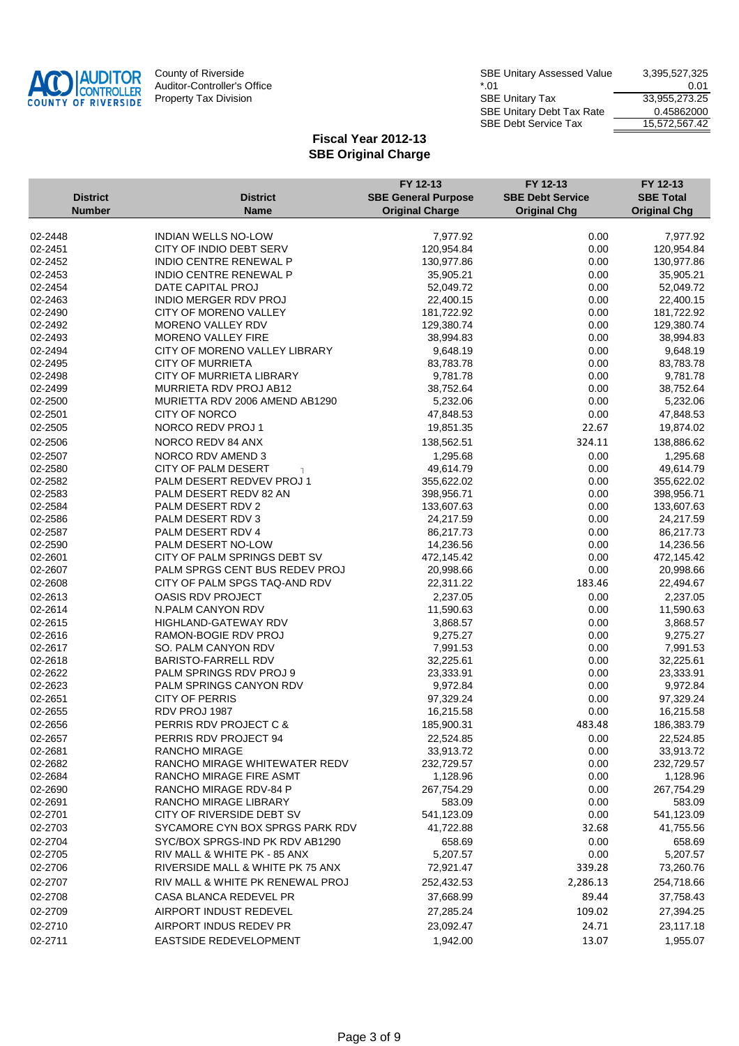AUDITOR CONTROLLER COUNTY OF RIVERSIDE

County of Riverside
Auditor-Controller's Office
Property Tax Division

| | |
|---|---|
| SBE Unitary Assessed Value | 3,395,527,325 |
| *.01 | 0.01 |
| SBE Unitary Tax | 33,955,273.25 |
| SBE Unitary Debt Tax Rate | 0.45862000 |
| SBE Debt Service Tax | 15,572,567.42 |

## Fiscal Year 2012-13
## SBE Original Charge

| District Number | District Name | FY 12-13 SBE General Purpose Original Charge | FY 12-13 SBE Debt Service Original Chg | FY 12-13 SBE Total Original Chg |
|---|---|---|---|---|
| 02-2448 | INDIAN WELLS NO-LOW | 7,977.92 | 0.00 | 7,977.92 |
| 02-2451 | CITY OF INDIO DEBT SERV | 120,954.84 | 0.00 | 120,954.84 |
| 02-2452 | INDIO CENTRE RENEWAL P | 130,977.86 | 0.00 | 130,977.86 |
| 02-2453 | INDIO CENTRE RENEWAL P | 35,905.21 | 0.00 | 35,905.21 |
| 02-2454 | DATE CAPITAL PROJ | 52,049.72 | 0.00 | 52,049.72 |
| 02-2463 | INDIO MERGER RDV PROJ | 22,400.15 | 0.00 | 22,400.15 |
| 02-2490 | CITY OF MORENO VALLEY | 181,722.92 | 0.00 | 181,722.92 |
| 02-2492 | MORENO VALLEY RDV | 129,380.74 | 0.00 | 129,380.74 |
| 02-2493 | MORENO VALLEY FIRE | 38,994.83 | 0.00 | 38,994.83 |
| 02-2494 | CITY OF MORENO VALLEY LIBRARY | 9,648.19 | 0.00 | 9,648.19 |
| 02-2495 | CITY OF MURRIETA | 83,783.78 | 0.00 | 83,783.78 |
| 02-2498 | CITY OF MURRIETA LIBRARY | 9,781.78 | 0.00 | 9,781.78 |
| 02-2499 | MURRIETA RDV PROJ AB12 | 38,752.64 | 0.00 | 38,752.64 |
| 02-2500 | MURIETTA RDV 2006 AMEND AB1290 | 5,232.06 | 0.00 | 5,232.06 |
| 02-2501 | CITY OF NORCO | 47,848.53 | 0.00 | 47,848.53 |
| 02-2505 | NORCO REDV PROJ 1 | 19,851.35 | 22.67 | 19,874.02 |
| 02-2506 | NORCO REDV 84 ANX | 138,562.51 | 324.11 | 138,886.62 |
| 02-2507 | NORCO RDV AMEND 3 | 1,295.68 | 0.00 | 1,295.68 |
| 02-2580 | CITY OF PALM DESERT | 49,614.79 | 0.00 | 49,614.79 |
| 02-2582 | PALM DESERT REDVEV PROJ 1 | 355,622.02 | 0.00 | 355,622.02 |
| 02-2583 | PALM DESERT REDV 82 AN | 398,956.71 | 0.00 | 398,956.71 |
| 02-2584 | PALM DESERT RDV 2 | 133,607.63 | 0.00 | 133,607.63 |
| 02-2586 | PALM DESERT RDV 3 | 24,217.59 | 0.00 | 24,217.59 |
| 02-2587 | PALM DESERT RDV 4 | 86,217.73 | 0.00 | 86,217.73 |
| 02-2590 | PALM DESERT NO-LOW | 14,236.56 | 0.00 | 14,236.56 |
| 02-2601 | CITY OF PALM SPRINGS DEBT SV | 472,145.42 | 0.00 | 472,145.42 |
| 02-2607 | PALM SPRGS CENT BUS REDEV PROJ | 20,998.66 | 0.00 | 20,998.66 |
| 02-2608 | CITY OF PALM SPGS TAQ-AND RDV | 22,311.22 | 183.46 | 22,494.67 |
| 02-2613 | OASIS RDV PROJECT | 2,237.05 | 0.00 | 2,237.05 |
| 02-2614 | N.PALM CANYON RDV | 11,590.63 | 0.00 | 11,590.63 |
| 02-2615 | HIGHLAND-GATEWAY RDV | 3,868.57 | 0.00 | 3,868.57 |
| 02-2616 | RAMON-BOGIE RDV PROJ | 9,275.27 | 0.00 | 9,275.27 |
| 02-2617 | SO. PALM CANYON RDV | 7,991.53 | 0.00 | 7,991.53 |
| 02-2618 | BARISTO-FARRELL RDV | 32,225.61 | 0.00 | 32,225.61 |
| 02-2622 | PALM SPRINGS RDV PROJ 9 | 23,333.91 | 0.00 | 23,333.91 |
| 02-2623 | PALM SPRINGS CANYON RDV | 9,972.84 | 0.00 | 9,972.84 |
| 02-2651 | CITY OF PERRIS | 97,329.24 | 0.00 | 97,329.24 |
| 02-2655 | RDV PROJ 1987 | 16,215.58 | 0.00 | 16,215.58 |
| 02-2656 | PERRIS RDV PROJECT C & | 185,900.31 | 483.48 | 186,383.79 |
| 02-2657 | PERRIS RDV PROJECT 94 | 22,524.85 | 0.00 | 22,524.85 |
| 02-2681 | RANCHO MIRAGE | 33,913.72 | 0.00 | 33,913.72 |
| 02-2682 | RANCHO MIRAGE WHITEWATER REDV | 232,729.57 | 0.00 | 232,729.57 |
| 02-2684 | RANCHO MIRAGE FIRE ASMT | 1,128.96 | 0.00 | 1,128.96 |
| 02-2690 | RANCHO MIRAGE RDV-84 P | 267,754.29 | 0.00 | 267,754.29 |
| 02-2691 | RANCHO MIRAGE LIBRARY | 583.09 | 0.00 | 583.09 |
| 02-2701 | CITY OF RIVERSIDE DEBT SV | 541,123.09 | 0.00 | 541,123.09 |
| 02-2703 | SYCAMORE CYN BOX SPRGS PARK RDV | 41,722.88 | 32.68 | 41,755.56 |
| 02-2704 | SYC/BOX SPRGS-IND PK RDV AB1290 | 658.69 | 0.00 | 658.69 |
| 02-2705 | RIV MALL & WHITE PK - 85 ANX | 5,207.57 | 0.00 | 5,207.57 |
| 02-2706 | RIVERSIDE MALL & WHITE PK 75 ANX | 72,921.47 | 339.28 | 73,260.76 |
| 02-2707 | RIV MALL & WHITE PK RENEWAL PROJ | 252,432.53 | 2,286.13 | 254,718.66 |
| 02-2708 | CASA BLANCA REDEVEL PR | 37,668.99 | 89.44 | 37,758.43 |
| 02-2709 | AIRPORT INDUST REDEVEL | 27,285.24 | 109.02 | 27,394.25 |
| 02-2710 | AIRPORT INDUS REDEV PR | 23,092.47 | 24.71 | 23,117.18 |
| 02-2711 | EASTSIDE REDEVELOPMENT | 1,942.00 | 13.07 | 1,955.07 |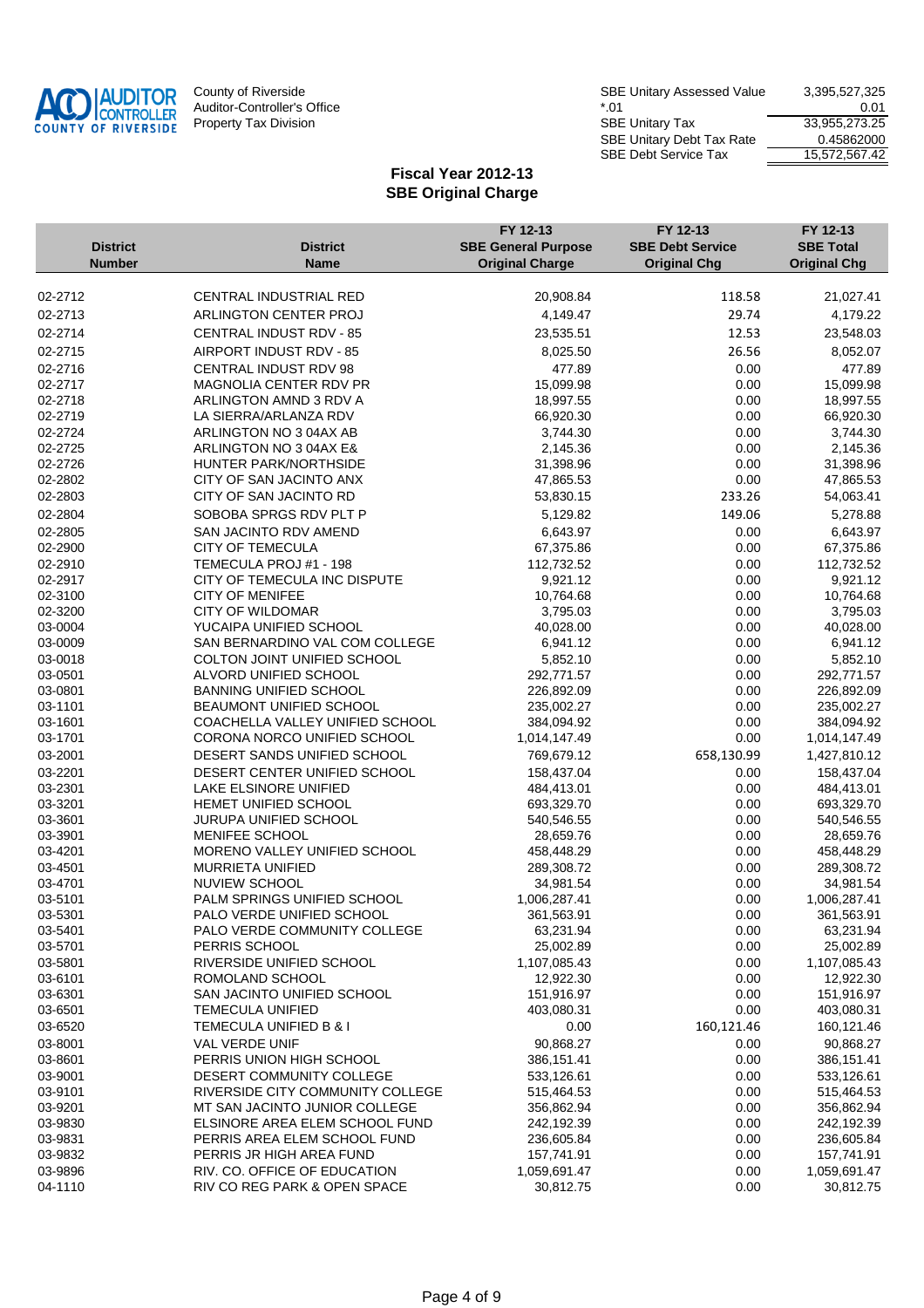County of Riverside
Auditor-Controller's Office
Property Tax Division

| | |
|---|---|
| SBE Unitary Assessed Value | 3,395,527,325 |
| *.01 | 0.01 |
| SBE Unitary Tax | 33,955,273.25 |
| SBE Unitary Debt Tax Rate | 0.45862000 |
| SBE Debt Service Tax | 15,572,567.42 |

## Fiscal Year 2012-13
## SBE Original Charge

| District Number | District Name | FY 12-13 SBE General Purpose Original Charge | FY 12-13 SBE Debt Service Original Chg | FY 12-13 SBE Total Original Chg |
|---|---|---|---|---|
| 02-2712 | CENTRAL INDUSTRIAL RED | 20,908.84 | 118.58 | 21,027.41 |
| 02-2713 | ARLINGTON CENTER PROJ | 4,149.47 | 29.74 | 4,179.22 |
| 02-2714 | CENTRAL INDUST RDV - 85 | 23,535.51 | 12.53 | 23,548.03 |
| 02-2715 | AIRPORT INDUST RDV - 85 | 8,025.50 | 26.56 | 8,052.07 |
| 02-2716 | CENTRAL INDUST RDV 98 | 477.89 | 0.00 | 477.89 |
| 02-2717 | MAGNOLIA CENTER RDV PR | 15,099.98 | 0.00 | 15,099.98 |
| 02-2718 | ARLINGTON AMND 3 RDV A | 18,997.55 | 0.00 | 18,997.55 |
| 02-2719 | LA SIERRA/ARLANZA RDV | 66,920.30 | 0.00 | 66,920.30 |
| 02-2724 | ARLINGTON NO 3 04AX AB | 3,744.30 | 0.00 | 3,744.30 |
| 02-2725 | ARLINGTON NO 3 04AX E& | 2,145.36 | 0.00 | 2,145.36 |
| 02-2726 | HUNTER PARK/NORTHSIDE | 31,398.96 | 0.00 | 31,398.96 |
| 02-2802 | CITY OF SAN JACINTO ANX | 47,865.53 | 0.00 | 47,865.53 |
| 02-2803 | CITY OF SAN JACINTO RD | 53,830.15 | 233.26 | 54,063.41 |
| 02-2804 | SOBOBA SPRGS RDV PLT P | 5,129.82 | 149.06 | 5,278.88 |
| 02-2805 | SAN JACINTO RDV AMEND | 6,643.97 | 0.00 | 6,643.97 |
| 02-2900 | CITY OF TEMECULA | 67,375.86 | 0.00 | 67,375.86 |
| 02-2910 | TEMECULA PROJ #1 - 198 | 112,732.52 | 0.00 | 112,732.52 |
| 02-2917 | CITY OF TEMECULA INC DISPUTE | 9,921.12 | 0.00 | 9,921.12 |
| 02-3100 | CITY OF MENIFEE | 10,764.68 | 0.00 | 10,764.68 |
| 02-3200 | CITY OF WILDOMAR | 3,795.03 | 0.00 | 3,795.03 |
| 03-0004 | YUCAIPA UNIFIED SCHOOL | 40,028.00 | 0.00 | 40,028.00 |
| 03-0009 | SAN BERNARDINO VAL COM COLLEGE | 6,941.12 | 0.00 | 6,941.12 |
| 03-0018 | COLTON JOINT UNIFIED SCHOOL | 5,852.10 | 0.00 | 5,852.10 |
| 03-0501 | ALVORD UNIFIED SCHOOL | 292,771.57 | 0.00 | 292,771.57 |
| 03-0801 | BANNING UNIFIED SCHOOL | 226,892.09 | 0.00 | 226,892.09 |
| 03-1101 | BEAUMONT UNIFIED SCHOOL | 235,002.27 | 0.00 | 235,002.27 |
| 03-1601 | COACHELLA VALLEY UNIFIED SCHOOL | 384,094.92 | 0.00 | 384,094.92 |
| 03-1701 | CORONA NORCO UNIFIED SCHOOL | 1,014,147.49 | 0.00 | 1,014,147.49 |
| 03-2001 | DESERT SANDS UNIFIED SCHOOL | 769,679.12 | 658,130.99 | 1,427,810.12 |
| 03-2201 | DESERT CENTER UNIFIED SCHOOL | 158,437.04 | 0.00 | 158,437.04 |
| 03-2301 | LAKE ELSINORE UNIFIED | 484,413.01 | 0.00 | 484,413.01 |
| 03-3201 | HEMET UNIFIED SCHOOL | 693,329.70 | 0.00 | 693,329.70 |
| 03-3601 | JURUPA UNIFIED SCHOOL | 540,546.55 | 0.00 | 540,546.55 |
| 03-3901 | MENIFEE SCHOOL | 28,659.76 | 0.00 | 28,659.76 |
| 03-4201 | MORENO VALLEY UNIFIED SCHOOL | 458,448.29 | 0.00 | 458,448.29 |
| 03-4501 | MURRIETA UNIFIED | 289,308.72 | 0.00 | 289,308.72 |
| 03-4701 | NUVIEW SCHOOL | 34,981.54 | 0.00 | 34,981.54 |
| 03-5101 | PALM SPRINGS UNIFIED SCHOOL | 1,006,287.41 | 0.00 | 1,006,287.41 |
| 03-5301 | PALO VERDE UNIFIED SCHOOL | 361,563.91 | 0.00 | 361,563.91 |
| 03-5401 | PALO VERDE COMMUNITY COLLEGE | 63,231.94 | 0.00 | 63,231.94 |
| 03-5701 | PERRIS SCHOOL | 25,002.89 | 0.00 | 25,002.89 |
| 03-5801 | RIVERSIDE UNIFIED SCHOOL | 1,107,085.43 | 0.00 | 1,107,085.43 |
| 03-6101 | ROMOLAND SCHOOL | 12,922.30 | 0.00 | 12,922.30 |
| 03-6301 | SAN JACINTO UNIFIED SCHOOL | 151,916.97 | 0.00 | 151,916.97 |
| 03-6501 | TEMECULA UNIFIED | 403,080.31 | 0.00 | 403,080.31 |
| 03-6520 | TEMECULA UNIFIED B & I | 0.00 | 160,121.46 | 160,121.46 |
| 03-8001 | VAL VERDE UNIF | 90,868.27 | 0.00 | 90,868.27 |
| 03-8601 | PERRIS UNION HIGH SCHOOL | 386,151.41 | 0.00 | 386,151.41 |
| 03-9001 | DESERT COMMUNITY COLLEGE | 533,126.61 | 0.00 | 533,126.61 |
| 03-9101 | RIVERSIDE CITY COMMUNITY COLLEGE | 515,464.53 | 0.00 | 515,464.53 |
| 03-9201 | MT SAN JACINTO JUNIOR COLLEGE | 356,862.94 | 0.00 | 356,862.94 |
| 03-9830 | ELSINORE AREA ELEM SCHOOL FUND | 242,192.39 | 0.00 | 242,192.39 |
| 03-9831 | PERRIS AREA ELEM SCHOOL FUND | 236,605.84 | 0.00 | 236,605.84 |
| 03-9832 | PERRIS JR HIGH AREA FUND | 157,741.91 | 0.00 | 157,741.91 |
| 03-9896 | RIV. CO. OFFICE OF EDUCATION | 1,059,691.47 | 0.00 | 1,059,691.47 |
| 04-1110 | RIV CO REG PARK & OPEN SPACE | 30,812.75 | 0.00 | 30,812.75 |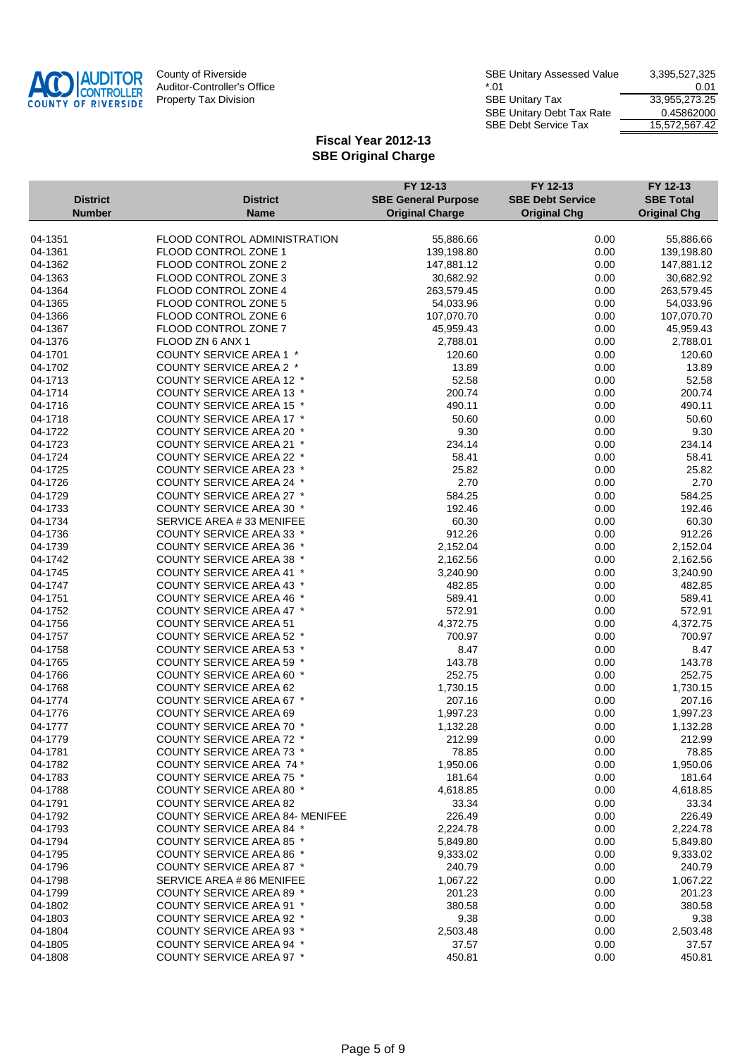County of Riverside
Auditor-Controller's Office
Property Tax Division

| | |
|---|---|
| SBE Unitary Assessed Value | 3,395,527,325 |
| *.01 | 0.01 |
| SBE Unitary Tax | 33,955,273.25 |
| SBE Unitary Debt Tax Rate | 0.45862000 |
| SBE Debt Service Tax | 15,572,567.42 |

## Fiscal Year 2012-13
## SBE Original Charge

| District Number | District Name | FY 12-13 SBE General Purpose Original Charge | FY 12-13 SBE Debt Service Original Chg | FY 12-13 SBE Total Original Chg |
|---|---|---|---|---|
| 04-1351 | FLOOD CONTROL ADMINISTRATION | 55,886.66 | 0.00 | 55,886.66 |
| 04-1361 | FLOOD CONTROL ZONE 1 | 139,198.80 | 0.00 | 139,198.80 |
| 04-1362 | FLOOD CONTROL ZONE 2 | 147,881.12 | 0.00 | 147,881.12 |
| 04-1363 | FLOOD CONTROL ZONE 3 | 30,682.92 | 0.00 | 30,682.92 |
| 04-1364 | FLOOD CONTROL ZONE 4 | 263,579.45 | 0.00 | 263,579.45 |
| 04-1365 | FLOOD CONTROL ZONE 5 | 54,033.96 | 0.00 | 54,033.96 |
| 04-1366 | FLOOD CONTROL ZONE 6 | 107,070.70 | 0.00 | 107,070.70 |
| 04-1367 | FLOOD CONTROL ZONE 7 | 45,959.43 | 0.00 | 45,959.43 |
| 04-1376 | FLOOD ZN 6 ANX 1 | 2,788.01 | 0.00 | 2,788.01 |
| 04-1701 | COUNTY SERVICE AREA 1 * | 120.60 | 0.00 | 120.60 |
| 04-1702 | COUNTY SERVICE AREA 2 * | 13.89 | 0.00 | 13.89 |
| 04-1713 | COUNTY SERVICE AREA 12 * | 52.58 | 0.00 | 52.58 |
| 04-1714 | COUNTY SERVICE AREA 13 * | 200.74 | 0.00 | 200.74 |
| 04-1716 | COUNTY SERVICE AREA 15 * | 490.11 | 0.00 | 490.11 |
| 04-1718 | COUNTY SERVICE AREA 17 * | 50.60 | 0.00 | 50.60 |
| 04-1722 | COUNTY SERVICE AREA 20 * | 9.30 | 0.00 | 9.30 |
| 04-1723 | COUNTY SERVICE AREA 21 * | 234.14 | 0.00 | 234.14 |
| 04-1724 | COUNTY SERVICE AREA 22 * | 58.41 | 0.00 | 58.41 |
| 04-1725 | COUNTY SERVICE AREA 23 * | 25.82 | 0.00 | 25.82 |
| 04-1726 | COUNTY SERVICE AREA 24 * | 2.70 | 0.00 | 2.70 |
| 04-1729 | COUNTY SERVICE AREA 27 * | 584.25 | 0.00 | 584.25 |
| 04-1733 | COUNTY SERVICE AREA 30 * | 192.46 | 0.00 | 192.46 |
| 04-1734 | SERVICE AREA # 33 MENIFEE | 60.30 | 0.00 | 60.30 |
| 04-1736 | COUNTY SERVICE AREA 33 * | 912.26 | 0.00 | 912.26 |
| 04-1739 | COUNTY SERVICE AREA 36 * | 2,152.04 | 0.00 | 2,152.04 |
| 04-1742 | COUNTY SERVICE AREA 38 * | 2,162.56 | 0.00 | 2,162.56 |
| 04-1745 | COUNTY SERVICE AREA 41 * | 3,240.90 | 0.00 | 3,240.90 |
| 04-1747 | COUNTY SERVICE AREA 43 * | 482.85 | 0.00 | 482.85 |
| 04-1751 | COUNTY SERVICE AREA 46 * | 589.41 | 0.00 | 589.41 |
| 04-1752 | COUNTY SERVICE AREA 47 * | 572.91 | 0.00 | 572.91 |
| 04-1756 | COUNTY SERVICE AREA 51 | 4,372.75 | 0.00 | 4,372.75 |
| 04-1757 | COUNTY SERVICE AREA 52 * | 700.97 | 0.00 | 700.97 |
| 04-1758 | COUNTY SERVICE AREA 53 * | 8.47 | 0.00 | 8.47 |
| 04-1765 | COUNTY SERVICE AREA 59 * | 143.78 | 0.00 | 143.78 |
| 04-1766 | COUNTY SERVICE AREA 60 * | 252.75 | 0.00 | 252.75 |
| 04-1768 | COUNTY SERVICE AREA 62 | 1,730.15 | 0.00 | 1,730.15 |
| 04-1774 | COUNTY SERVICE AREA 67 * | 207.16 | 0.00 | 207.16 |
| 04-1776 | COUNTY SERVICE AREA 69 | 1,997.23 | 0.00 | 1,997.23 |
| 04-1777 | COUNTY SERVICE AREA 70 * | 1,132.28 | 0.00 | 1,132.28 |
| 04-1779 | COUNTY SERVICE AREA 72 * | 212.99 | 0.00 | 212.99 |
| 04-1781 | COUNTY SERVICE AREA 73 * | 78.85 | 0.00 | 78.85 |
| 04-1782 | COUNTY SERVICE AREA 74 * | 1,950.06 | 0.00 | 1,950.06 |
| 04-1783 | COUNTY SERVICE AREA 75 * | 181.64 | 0.00 | 181.64 |
| 04-1788 | COUNTY SERVICE AREA 80 * | 4,618.85 | 0.00 | 4,618.85 |
| 04-1791 | COUNTY SERVICE AREA 82 | 33.34 | 0.00 | 33.34 |
| 04-1792 | COUNTY SERVICE AREA 84- MENIFEE | 226.49 | 0.00 | 226.49 |
| 04-1793 | COUNTY SERVICE AREA 84 * | 2,224.78 | 0.00 | 2,224.78 |
| 04-1794 | COUNTY SERVICE AREA 85 * | 5,849.80 | 0.00 | 5,849.80 |
| 04-1795 | COUNTY SERVICE AREA 86 * | 9,333.02 | 0.00 | 9,333.02 |
| 04-1796 | COUNTY SERVICE AREA 87 * | 240.79 | 0.00 | 240.79 |
| 04-1798 | SERVICE AREA # 86 MENIFEE | 1,067.22 | 0.00 | 1,067.22 |
| 04-1799 | COUNTY SERVICE AREA 89 * | 201.23 | 0.00 | 201.23 |
| 04-1802 | COUNTY SERVICE AREA 91 * | 380.58 | 0.00 | 380.58 |
| 04-1803 | COUNTY SERVICE AREA 92 * | 9.38 | 0.00 | 9.38 |
| 04-1804 | COUNTY SERVICE AREA 93 * | 2,503.48 | 0.00 | 2,503.48 |
| 04-1805 | COUNTY SERVICE AREA 94 * | 37.57 | 0.00 | 37.57 |
| 04-1808 | COUNTY SERVICE AREA 97 * | 450.81 | 0.00 | 450.81 |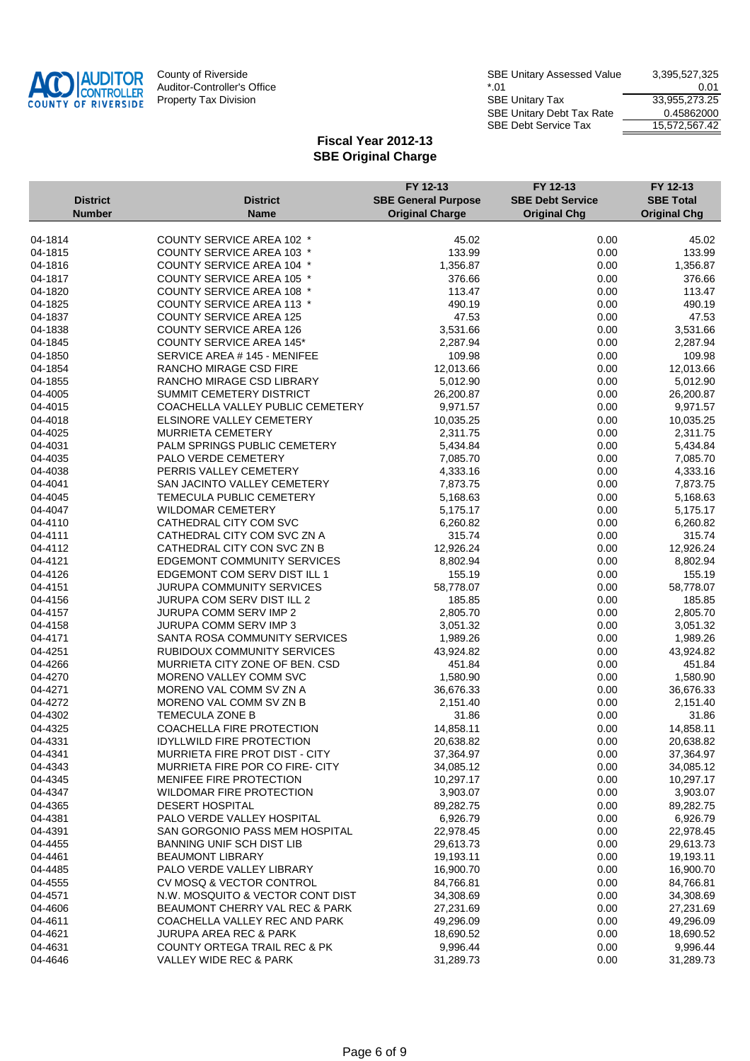County of Riverside
Auditor-Controller's Office
Property Tax Division

| | |
|---|---|
| SBE Unitary Assessed Value | 3,395,527,325 |
| *.01 | 0.01 |
| SBE Unitary Tax | 33,955,273.25 |
| SBE Unitary Debt Tax Rate | 0.45862000 |
| SBE Debt Service Tax | 15,572,567.42 |

## Fiscal Year 2012-13
## SBE Original Charge

| District Number | District Name | FY 12-13 SBE General Purpose Original Charge | FY 12-13 SBE Debt Service Original Chg | FY 12-13 SBE Total Original Chg |
|---|---|---|---|---|
| 04-1814 | COUNTY SERVICE AREA 102 * | 45.02 | 0.00 | 45.02 |
| 04-1815 | COUNTY SERVICE AREA 103 * | 133.99 | 0.00 | 133.99 |
| 04-1816 | COUNTY SERVICE AREA 104 * | 1,356.87 | 0.00 | 1,356.87 |
| 04-1817 | COUNTY SERVICE AREA 105 * | 376.66 | 0.00 | 376.66 |
| 04-1820 | COUNTY SERVICE AREA 108 * | 113.47 | 0.00 | 113.47 |
| 04-1825 | COUNTY SERVICE AREA 113 * | 490.19 | 0.00 | 490.19 |
| 04-1837 | COUNTY SERVICE AREA 125 | 47.53 | 0.00 | 47.53 |
| 04-1838 | COUNTY SERVICE AREA 126 | 3,531.66 | 0.00 | 3,531.66 |
| 04-1845 | COUNTY SERVICE AREA 145* | 2,287.94 | 0.00 | 2,287.94 |
| 04-1850 | SERVICE AREA # 145 - MENIFEE | 109.98 | 0.00 | 109.98 |
| 04-1854 | RANCHO MIRAGE CSD FIRE | 12,013.66 | 0.00 | 12,013.66 |
| 04-1855 | RANCHO MIRAGE CSD LIBRARY | 5,012.90 | 0.00 | 5,012.90 |
| 04-4005 | SUMMIT CEMETERY DISTRICT | 26,200.87 | 0.00 | 26,200.87 |
| 04-4015 | COACHELLA VALLEY PUBLIC CEMETERY | 9,971.57 | 0.00 | 9,971.57 |
| 04-4018 | ELSINORE VALLEY CEMETERY | 10,035.25 | 0.00 | 10,035.25 |
| 04-4025 | MURRIETA CEMETERY | 2,311.75 | 0.00 | 2,311.75 |
| 04-4031 | PALM SPRINGS PUBLIC CEMETERY | 5,434.84 | 0.00 | 5,434.84 |
| 04-4035 | PALO VERDE CEMETERY | 7,085.70 | 0.00 | 7,085.70 |
| 04-4038 | PERRIS VALLEY CEMETERY | 4,333.16 | 0.00 | 4,333.16 |
| 04-4041 | SAN JACINTO VALLEY CEMETERY | 7,873.75 | 0.00 | 7,873.75 |
| 04-4045 | TEMECULA PUBLIC CEMETERY | 5,168.63 | 0.00 | 5,168.63 |
| 04-4047 | WILDOMAR CEMETERY | 5,175.17 | 0.00 | 5,175.17 |
| 04-4110 | CATHEDRAL CITY COM SVC | 6,260.82 | 0.00 | 6,260.82 |
| 04-4111 | CATHEDRAL CITY COM SVC ZN A | 315.74 | 0.00 | 315.74 |
| 04-4112 | CATHEDRAL CITY CON SVC ZN B | 12,926.24 | 0.00 | 12,926.24 |
| 04-4121 | EDGEMONT COMMUNITY SERVICES | 8,802.94 | 0.00 | 8,802.94 |
| 04-4126 | EDGEMONT COM SERV DIST ILL 1 | 155.19 | 0.00 | 155.19 |
| 04-4151 | JURUPA COMMUNITY SERVICES | 58,778.07 | 0.00 | 58,778.07 |
| 04-4156 | JURUPA COM SERV DIST ILL 2 | 185.85 | 0.00 | 185.85 |
| 04-4157 | JURUPA COMM SERV IMP 2 | 2,805.70 | 0.00 | 2,805.70 |
| 04-4158 | JURUPA COMM SERV IMP 3 | 3,051.32 | 0.00 | 3,051.32 |
| 04-4171 | SANTA ROSA COMMUNITY SERVICES | 1,989.26 | 0.00 | 1,989.26 |
| 04-4251 | RUBIDOUX COMMUNITY SERVICES | 43,924.82 | 0.00 | 43,924.82 |
| 04-4266 | MURRIETA CITY ZONE OF BEN. CSD | 451.84 | 0.00 | 451.84 |
| 04-4270 | MORENO VALLEY COMM SVC | 1,580.90 | 0.00 | 1,580.90 |
| 04-4271 | MORENO VAL COMM SV ZN A | 36,676.33 | 0.00 | 36,676.33 |
| 04-4272 | MORENO VAL COMM SV ZN B | 2,151.40 | 0.00 | 2,151.40 |
| 04-4302 | TEMECULA ZONE B | 31.86 | 0.00 | 31.86 |
| 04-4325 | COACHELLA FIRE PROTECTION | 14,858.11 | 0.00 | 14,858.11 |
| 04-4331 | IDYLLWILD FIRE PROTECTION | 20,638.82 | 0.00 | 20,638.82 |
| 04-4341 | MURRIETA FIRE PROT DIST - CITY | 37,364.97 | 0.00 | 37,364.97 |
| 04-4343 | MURRIETA FIRE POR CO FIRE- CITY | 34,085.12 | 0.00 | 34,085.12 |
| 04-4345 | MENIFEE FIRE PROTECTION | 10,297.17 | 0.00 | 10,297.17 |
| 04-4347 | WILDOMAR FIRE PROTECTION | 3,903.07 | 0.00 | 3,903.07 |
| 04-4365 | DESERT HOSPITAL | 89,282.75 | 0.00 | 89,282.75 |
| 04-4381 | PALO VERDE VALLEY HOSPITAL | 6,926.79 | 0.00 | 6,926.79 |
| 04-4391 | SAN GORGONIO PASS MEM HOSPITAL | 22,978.45 | 0.00 | 22,978.45 |
| 04-4455 | BANNING UNIF SCH DIST LIB | 29,613.73 | 0.00 | 29,613.73 |
| 04-4461 | BEAUMONT LIBRARY | 19,193.11 | 0.00 | 19,193.11 |
| 04-4485 | PALO VERDE VALLEY LIBRARY | 16,900.70 | 0.00 | 16,900.70 |
| 04-4555 | CV MOSQ & VECTOR CONTROL | 84,766.81 | 0.00 | 84,766.81 |
| 04-4571 | N.W. MOSQUITO & VECTOR CONT DIST | 34,308.69 | 0.00 | 34,308.69 |
| 04-4606 | BEAUMONT CHERRY VAL REC & PARK | 27,231.69 | 0.00 | 27,231.69 |
| 04-4611 | COACHELLA VALLEY REC AND PARK | 49,296.09 | 0.00 | 49,296.09 |
| 04-4621 | JURUPA AREA REC & PARK | 18,690.52 | 0.00 | 18,690.52 |
| 04-4631 | COUNTY ORTEGA TRAIL REC & PK | 9,996.44 | 0.00 | 9,996.44 |
| 04-4646 | VALLEY WIDE REC & PARK | 31,289.73 | 0.00 | 31,289.73 |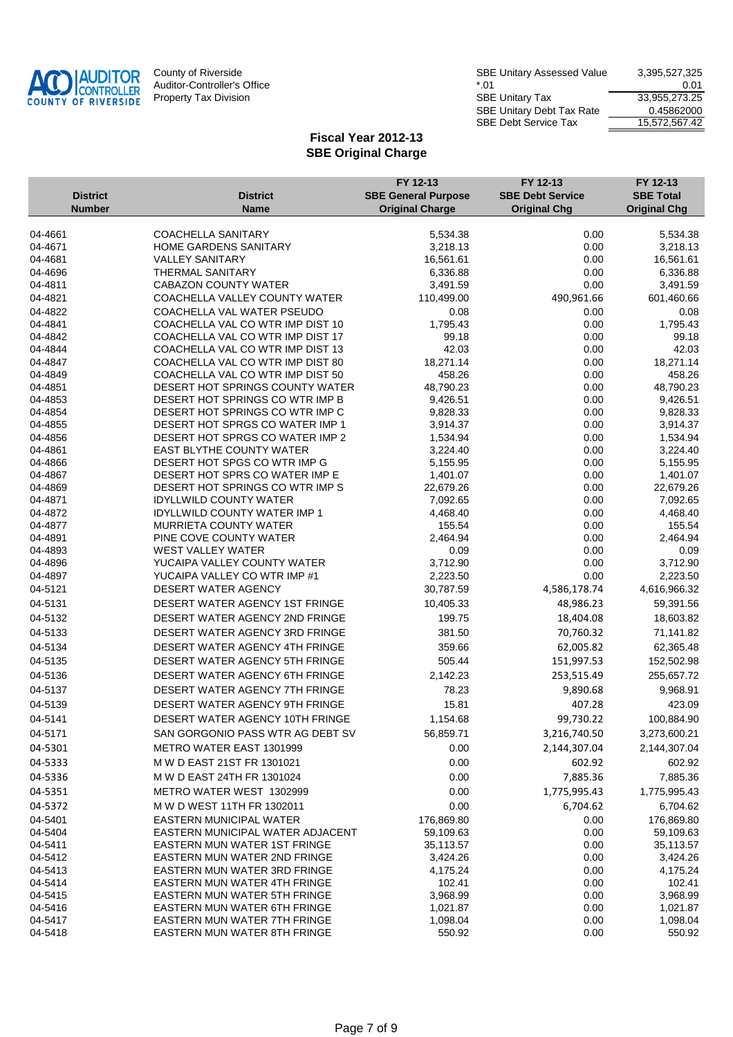County of Riverside
Auditor-Controller's Office
Property Tax Division

| | |
|---|---|
| SBE Unitary Assessed Value | 3,395,527,325 |
| *.01 | 0.01 |
| SBE Unitary Tax | 33,955,273.25 |
| SBE Unitary Debt Tax Rate | 0.45862000 |
| SBE Debt Service Tax | 15,572,567.42 |

## Fiscal Year 2012-13
## SBE Original Charge

| District Number | District Name | FY 12-13 SBE General Purpose Original Charge | FY 12-13 SBE Debt Service Original Chg | FY 12-13 SBE Total Original Chg |
|---|---|---|---|---|
| 04-4661 | COACHELLA SANITARY | 5,534.38 | 0.00 | 5,534.38 |
| 04-4671 | HOME GARDENS SANITARY | 3,218.13 | 0.00 | 3,218.13 |
| 04-4681 | VALLEY SANITARY | 16,561.61 | 0.00 | 16,561.61 |
| 04-4696 | THERMAL SANITARY | 6,336.88 | 0.00 | 6,336.88 |
| 04-4811 | CABAZON COUNTY WATER | 3,491.59 | 0.00 | 3,491.59 |
| 04-4821 | COACHELLA VALLEY COUNTY WATER | 110,499.00 | 490,961.66 | 601,460.66 |
| 04-4822 | COACHELLA VAL WATER PSEUDO | 0.08 | 0.00 | 0.08 |
| 04-4841 | COACHELLA VAL CO WTR IMP DIST 10 | 1,795.43 | 0.00 | 1,795.43 |
| 04-4842 | COACHELLA VAL CO WTR IMP DIST 17 | 99.18 | 0.00 | 99.18 |
| 04-4844 | COACHELLA VAL CO WTR IMP DIST 13 | 42.03 | 0.00 | 42.03 |
| 04-4847 | COACHELLA VAL CO WTR IMP DIST 80 | 18,271.14 | 0.00 | 18,271.14 |
| 04-4849 | COACHELLA VAL CO WTR IMP DIST 50 | 458.26 | 0.00 | 458.26 |
| 04-4851 | DESERT HOT SPRINGS COUNTY WATER | 48,790.23 | 0.00 | 48,790.23 |
| 04-4853 | DESERT HOT SPRINGS CO WTR IMP B | 9,426.51 | 0.00 | 9,426.51 |
| 04-4854 | DESERT HOT SPRINGS CO WTR IMP C | 9,828.33 | 0.00 | 9,828.33 |
| 04-4855 | DESERT HOT SPRGS CO WATER IMP 1 | 3,914.37 | 0.00 | 3,914.37 |
| 04-4856 | DESERT HOT SPRGS CO WATER IMP 2 | 1,534.94 | 0.00 | 1,534.94 |
| 04-4861 | EAST BLYTHE COUNTY WATER | 3,224.40 | 0.00 | 3,224.40 |
| 04-4866 | DESERT HOT SPGS CO WTR IMP G | 5,155.95 | 0.00 | 5,155.95 |
| 04-4867 | DESERT HOT SPRS CO WATER IMP E | 1,401.07 | 0.00 | 1,401.07 |
| 04-4869 | DESERT HOT SPRINGS CO WTR IMP S | 22,679.26 | 0.00 | 22,679.26 |
| 04-4871 | IDYLLWILD COUNTY WATER | 7,092.65 | 0.00 | 7,092.65 |
| 04-4872 | IDYLLWILD COUNTY WATER IMP 1 | 4,468.40 | 0.00 | 4,468.40 |
| 04-4877 | MURRIETA COUNTY WATER | 155.54 | 0.00 | 155.54 |
| 04-4891 | PINE COVE COUNTY WATER | 2,464.94 | 0.00 | 2,464.94 |
| 04-4893 | WEST VALLEY WATER | 0.09 | 0.00 | 0.09 |
| 04-4896 | YUCAIPA VALLEY COUNTY WATER | 3,712.90 | 0.00 | 3,712.90 |
| 04-4897 | YUCAIPA VALLEY CO WTR IMP #1 | 2,223.50 | 0.00 | 2,223.50 |
| 04-5121 | DESERT WATER AGENCY | 30,787.59 | 4,586,178.74 | 4,616,966.32 |
| 04-5131 | DESERT WATER AGENCY 1ST FRINGE | 10,405.33 | 48,986.23 | 59,391.56 |
| 04-5132 | DESERT WATER AGENCY 2ND FRINGE | 199.75 | 18,404.08 | 18,603.82 |
| 04-5133 | DESERT WATER AGENCY 3RD FRINGE | 381.50 | 70,760.32 | 71,141.82 |
| 04-5134 | DESERT WATER AGENCY 4TH FRINGE | 359.66 | 62,005.82 | 62,365.48 |
| 04-5135 | DESERT WATER AGENCY 5TH FRINGE | 505.44 | 151,997.53 | 152,502.98 |
| 04-5136 | DESERT WATER AGENCY 6TH FRINGE | 2,142.23 | 253,515.49 | 255,657.72 |
| 04-5137 | DESERT WATER AGENCY 7TH FRINGE | 78.23 | 9,890.68 | 9,968.91 |
| 04-5139 | DESERT WATER AGENCY 9TH FRINGE | 15.81 | 407.28 | 423.09 |
| 04-5141 | DESERT WATER AGENCY 10TH FRINGE | 1,154.68 | 99,730.22 | 100,884.90 |
| 04-5171 | SAN GORGONIO PASS WTR AG DEBT SV | 56,859.71 | 3,216,740.50 | 3,273,600.21 |
| 04-5301 | METRO WATER EAST 1301999 | 0.00 | 2,144,307.04 | 2,144,307.04 |
| 04-5333 | M W D EAST 21ST FR 1301021 | 0.00 | 602.92 | 602.92 |
| 04-5336 | M W D EAST 24TH FR 1301024 | 0.00 | 7,885.36 | 7,885.36 |
| 04-5351 | METRO WATER WEST 1302999 | 0.00 | 1,775,995.43 | 1,775,995.43 |
| 04-5372 | M W D WEST 11TH FR 1302011 | 0.00 | 6,704.62 | 6,704.62 |
| 04-5401 | EASTERN MUNICIPAL WATER | 176,869.80 | 0.00 | 176,869.80 |
| 04-5404 | EASTERN MUNICIPAL WATER ADJACENT | 59,109.63 | 0.00 | 59,109.63 |
| 04-5411 | EASTERN MUN WATER 1ST FRINGE | 35,113.57 | 0.00 | 35,113.57 |
| 04-5412 | EASTERN MUN WATER 2ND FRINGE | 3,424.26 | 0.00 | 3,424.26 |
| 04-5413 | EASTERN MUN WATER 3RD FRINGE | 4,175.24 | 0.00 | 4,175.24 |
| 04-5414 | EASTERN MUN WATER 4TH FRINGE | 102.41 | 0.00 | 102.41 |
| 04-5415 | EASTERN MUN WATER 5TH FRINGE | 3,968.99 | 0.00 | 3,968.99 |
| 04-5416 | EASTERN MUN WATER 6TH FRINGE | 1,021.87 | 0.00 | 1,021.87 |
| 04-5417 | EASTERN MUN WATER 7TH FRINGE | 1,098.04 | 0.00 | 1,098.04 |
| 04-5418 | EASTERN MUN WATER 8TH FRINGE | 550.92 | 0.00 | 550.92 |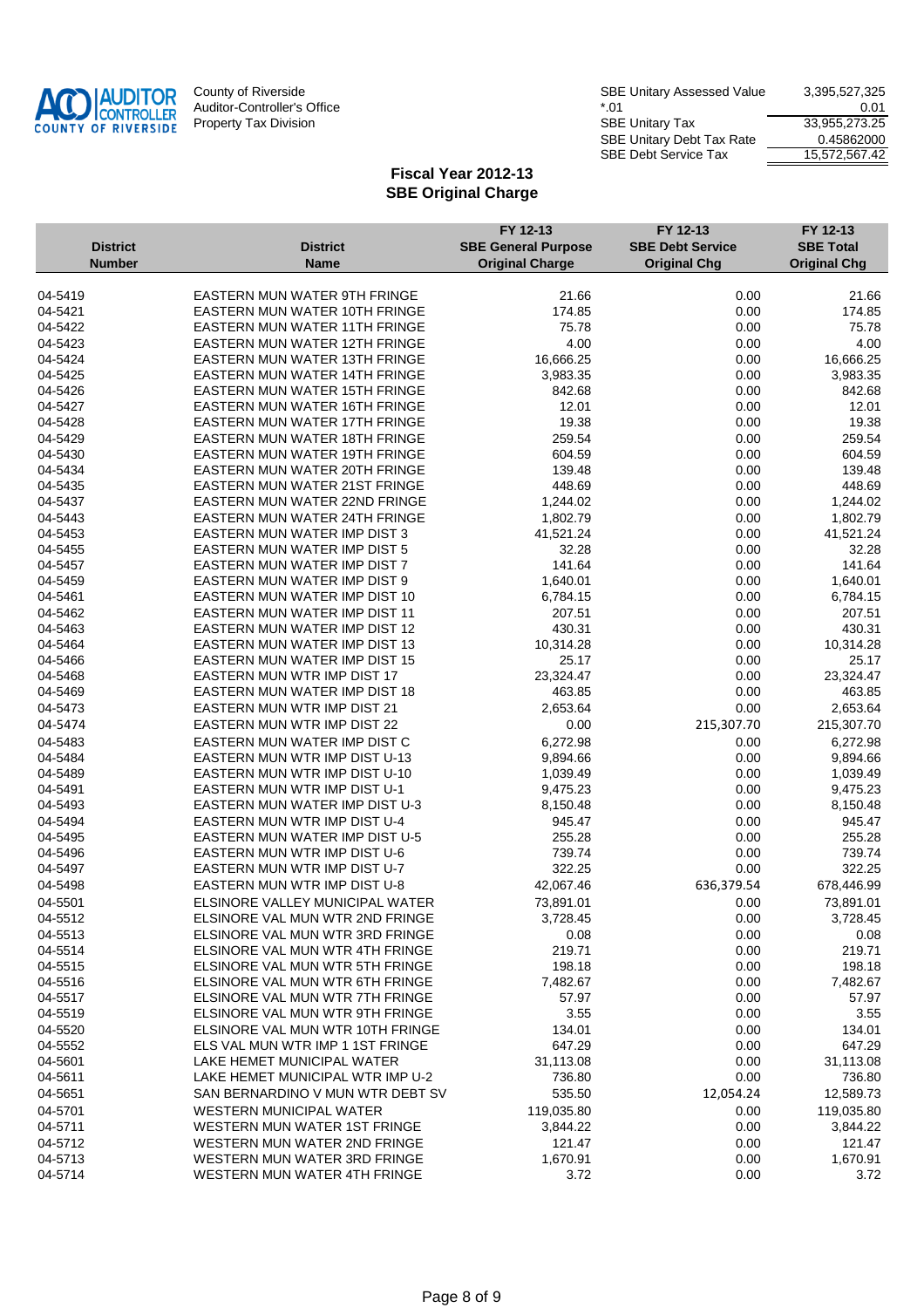County of Riverside
Auditor-Controller's Office
Property Tax Division

| | |
|---|---|
| SBE Unitary Assessed Value | 3,395,527,325 |
| *.01 | 0.01 |
| SBE Unitary Tax | 33,955,273.25 |
| SBE Unitary Debt Tax Rate | 0.45862000 |
| SBE Debt Service Tax | 15,572,567.42 |

## Fiscal Year 2012-13
## SBE Original Charge

| District Number | District Name | FY 12-13 SBE General Purpose Original Charge | FY 12-13 SBE Debt Service Original Chg | FY 12-13 SBE Total Original Chg |
|---|---|---|---|---|
| 04-5419 | EASTERN MUN WATER 9TH FRINGE | 21.66 | 0.00 | 21.66 |
| 04-5421 | EASTERN MUN WATER 10TH FRINGE | 174.85 | 0.00 | 174.85 |
| 04-5422 | EASTERN MUN WATER 11TH FRINGE | 75.78 | 0.00 | 75.78 |
| 04-5423 | EASTERN MUN WATER 12TH FRINGE | 4.00 | 0.00 | 4.00 |
| 04-5424 | EASTERN MUN WATER 13TH FRINGE | 16,666.25 | 0.00 | 16,666.25 |
| 04-5425 | EASTERN MUN WATER 14TH FRINGE | 3,983.35 | 0.00 | 3,983.35 |
| 04-5426 | EASTERN MUN WATER 15TH FRINGE | 842.68 | 0.00 | 842.68 |
| 04-5427 | EASTERN MUN WATER 16TH FRINGE | 12.01 | 0.00 | 12.01 |
| 04-5428 | EASTERN MUN WATER 17TH FRINGE | 19.38 | 0.00 | 19.38 |
| 04-5429 | EASTERN MUN WATER 18TH FRINGE | 259.54 | 0.00 | 259.54 |
| 04-5430 | EASTERN MUN WATER 19TH FRINGE | 604.59 | 0.00 | 604.59 |
| 04-5434 | EASTERN MUN WATER 20TH FRINGE | 139.48 | 0.00 | 139.48 |
| 04-5435 | EASTERN MUN WATER 21ST FRINGE | 448.69 | 0.00 | 448.69 |
| 04-5437 | EASTERN MUN WATER 22ND FRINGE | 1,244.02 | 0.00 | 1,244.02 |
| 04-5443 | EASTERN MUN WATER 24TH FRINGE | 1,802.79 | 0.00 | 1,802.79 |
| 04-5453 | EASTERN MUN WATER IMP DIST 3 | 41,521.24 | 0.00 | 41,521.24 |
| 04-5455 | EASTERN MUN WATER IMP DIST 5 | 32.28 | 0.00 | 32.28 |
| 04-5457 | EASTERN MUN WATER IMP DIST 7 | 141.64 | 0.00 | 141.64 |
| 04-5459 | EASTERN MUN WATER IMP DIST 9 | 1,640.01 | 0.00 | 1,640.01 |
| 04-5461 | EASTERN MUN WATER IMP DIST 10 | 6,784.15 | 0.00 | 6,784.15 |
| 04-5462 | EASTERN MUN WATER IMP DIST 11 | 207.51 | 0.00 | 207.51 |
| 04-5463 | EASTERN MUN WATER IMP DIST 12 | 430.31 | 0.00 | 430.31 |
| 04-5464 | EASTERN MUN WATER IMP DIST 13 | 10,314.28 | 0.00 | 10,314.28 |
| 04-5466 | EASTERN MUN WATER IMP DIST 15 | 25.17 | 0.00 | 25.17 |
| 04-5468 | EASTERN MUN WTR IMP DIST 17 | 23,324.47 | 0.00 | 23,324.47 |
| 04-5469 | EASTERN MUN WATER IMP DIST 18 | 463.85 | 0.00 | 463.85 |
| 04-5473 | EASTERN MUN WTR IMP DIST 21 | 2,653.64 | 0.00 | 2,653.64 |
| 04-5474 | EASTERN MUN WTR IMP DIST 22 | 0.00 | 215,307.70 | 215,307.70 |
| 04-5483 | EASTERN MUN WATER IMP DIST C | 6,272.98 | 0.00 | 6,272.98 |
| 04-5484 | EASTERN MUN WTR IMP DIST U-13 | 9,894.66 | 0.00 | 9,894.66 |
| 04-5489 | EASTERN MUN WTR IMP DIST U-10 | 1,039.49 | 0.00 | 1,039.49 |
| 04-5491 | EASTERN MUN WTR IMP DIST U-1 | 9,475.23 | 0.00 | 9,475.23 |
| 04-5493 | EASTERN MUN WATER IMP DIST U-3 | 8,150.48 | 0.00 | 8,150.48 |
| 04-5494 | EASTERN MUN WTR IMP DIST U-4 | 945.47 | 0.00 | 945.47 |
| 04-5495 | EASTERN MUN WATER IMP DIST U-5 | 255.28 | 0.00 | 255.28 |
| 04-5496 | EASTERN MUN WTR IMP DIST U-6 | 739.74 | 0.00 | 739.74 |
| 04-5497 | EASTERN MUN WTR IMP DIST U-7 | 322.25 | 0.00 | 322.25 |
| 04-5498 | EASTERN MUN WTR IMP DIST U-8 | 42,067.46 | 636,379.54 | 678,446.99 |
| 04-5501 | ELSINORE VALLEY MUNICIPAL WATER | 73,891.01 | 0.00 | 73,891.01 |
| 04-5512 | ELSINORE VAL MUN WTR 2ND FRINGE | 3,728.45 | 0.00 | 3,728.45 |
| 04-5513 | ELSINORE VAL MUN WTR 3RD FRINGE | 0.08 | 0.00 | 0.08 |
| 04-5514 | ELSINORE VAL MUN WTR 4TH FRINGE | 219.71 | 0.00 | 219.71 |
| 04-5515 | ELSINORE VAL MUN WTR 5TH FRINGE | 198.18 | 0.00 | 198.18 |
| 04-5516 | ELSINORE VAL MUN WTR 6TH FRINGE | 7,482.67 | 0.00 | 7,482.67 |
| 04-5517 | ELSINORE VAL MUN WTR 7TH FRINGE | 57.97 | 0.00 | 57.97 |
| 04-5519 | ELSINORE VAL MUN WTR 9TH FRINGE | 3.55 | 0.00 | 3.55 |
| 04-5520 | ELSINORE VAL MUN WTR 10TH FRINGE | 134.01 | 0.00 | 134.01 |
| 04-5552 | ELS VAL MUN WTR IMP 1 1ST FRINGE | 647.29 | 0.00 | 647.29 |
| 04-5601 | LAKE HEMET MUNICIPAL WATER | 31,113.08 | 0.00 | 31,113.08 |
| 04-5611 | LAKE HEMET MUNICIPAL WTR IMP U-2 | 736.80 | 0.00 | 736.80 |
| 04-5651 | SAN BERNARDINO V MUN WTR DEBT SV | 535.50 | 12,054.24 | 12,589.73 |
| 04-5701 | WESTERN MUNICIPAL WATER | 119,035.80 | 0.00 | 119,035.80 |
| 04-5711 | WESTERN MUN WATER 1ST FRINGE | 3,844.22 | 0.00 | 3,844.22 |
| 04-5712 | WESTERN MUN WATER 2ND FRINGE | 121.47 | 0.00 | 121.47 |
| 04-5713 | WESTERN MUN WATER 3RD FRINGE | 1,670.91 | 0.00 | 1,670.91 |
| 04-5714 | WESTERN MUN WATER 4TH FRINGE | 3.72 | 0.00 | 3.72 |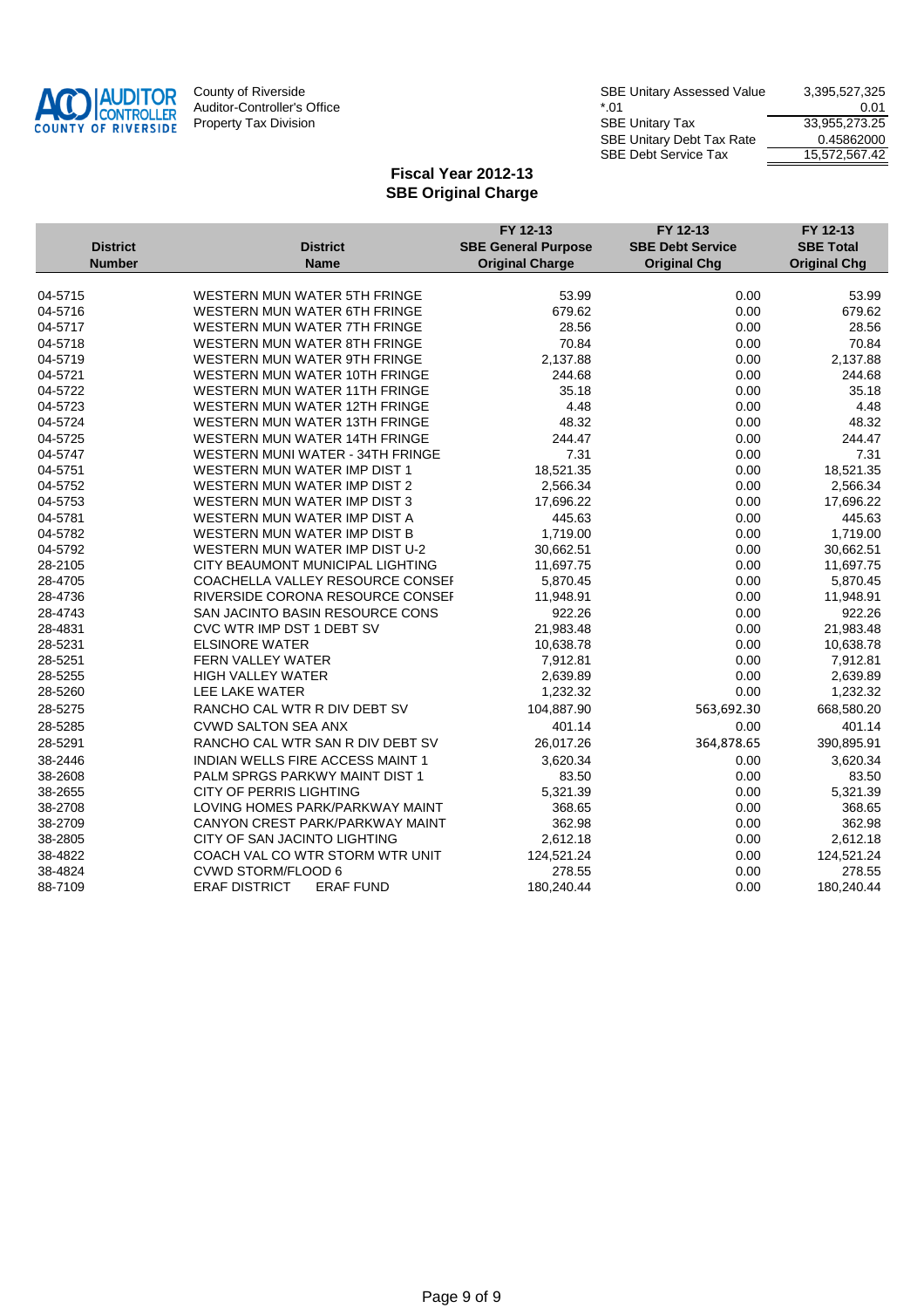County of Riverside
Auditor-Controller's Office
Property Tax Division

| | |
|---|---|
| SBE Unitary Assessed Value | 3,395,527,325 |
| *.01 | 0.01 |
| SBE Unitary Tax | 33,955,273.25 |
| SBE Unitary Debt Tax Rate | 0.45862000 |
| SBE Debt Service Tax | 15,572,567.42 |

## Fiscal Year 2012-13
## SBE Original Charge

| District Number | District Name | FY 12-13 SBE General Purpose Original Charge | FY 12-13 SBE Debt Service Original Chg | FY 12-13 SBE Total Original Chg |
|---|---|---|---|---|
| 04-5715 | WESTERN MUN WATER 5TH FRINGE | 53.99 | 0.00 | 53.99 |
| 04-5716 | WESTERN MUN WATER 6TH FRINGE | 679.62 | 0.00 | 679.62 |
| 04-5717 | WESTERN MUN WATER 7TH FRINGE | 28.56 | 0.00 | 28.56 |
| 04-5718 | WESTERN MUN WATER 8TH FRINGE | 70.84 | 0.00 | 70.84 |
| 04-5719 | WESTERN MUN WATER 9TH FRINGE | 2,137.88 | 0.00 | 2,137.88 |
| 04-5721 | WESTERN MUN WATER 10TH FRINGE | 244.68 | 0.00 | 244.68 |
| 04-5722 | WESTERN MUN WATER 11TH FRINGE | 35.18 | 0.00 | 35.18 |
| 04-5723 | WESTERN MUN WATER 12TH FRINGE | 4.48 | 0.00 | 4.48 |
| 04-5724 | WESTERN MUN WATER 13TH FRINGE | 48.32 | 0.00 | 48.32 |
| 04-5725 | WESTERN MUN WATER 14TH FRINGE | 244.47 | 0.00 | 244.47 |
| 04-5747 | WESTERN MUNI WATER - 34TH FRINGE | 7.31 | 0.00 | 7.31 |
| 04-5751 | WESTERN MUN WATER IMP DIST 1 | 18,521.35 | 0.00 | 18,521.35 |
| 04-5752 | WESTERN MUN WATER IMP DIST 2 | 2,566.34 | 0.00 | 2,566.34 |
| 04-5753 | WESTERN MUN WATER IMP DIST 3 | 17,696.22 | 0.00 | 17,696.22 |
| 04-5781 | WESTERN MUN WATER IMP DIST A | 445.63 | 0.00 | 445.63 |
| 04-5782 | WESTERN MUN WATER IMP DIST B | 1,719.00 | 0.00 | 1,719.00 |
| 04-5792 | WESTERN MUN WATER IMP DIST U-2 | 30,662.51 | 0.00 | 30,662.51 |
| 28-2105 | CITY BEAUMONT MUNICIPAL LIGHTING | 11,697.75 | 0.00 | 11,697.75 |
| 28-4705 | COACHELLA VALLEY RESOURCE CONSEI | 5,870.45 | 0.00 | 5,870.45 |
| 28-4736 | RIVERSIDE CORONA RESOURCE CONSEI | 11,948.91 | 0.00 | 11,948.91 |
| 28-4743 | SAN JACINTO BASIN RESOURCE CONS | 922.26 | 0.00 | 922.26 |
| 28-4831 | CVC WTR IMP DST 1 DEBT SV | 21,983.48 | 0.00 | 21,983.48 |
| 28-5231 | ELSINORE WATER | 10,638.78 | 0.00 | 10,638.78 |
| 28-5251 | FERN VALLEY WATER | 7,912.81 | 0.00 | 7,912.81 |
| 28-5255 | HIGH VALLEY WATER | 2,639.89 | 0.00 | 2,639.89 |
| 28-5260 | LEE LAKE WATER | 1,232.32 | 0.00 | 1,232.32 |
| 28-5275 | RANCHO CAL WTR R DIV DEBT SV | 104,887.90 | 563,692.30 | 668,580.20 |
| 28-5285 | CVWD SALTON SEA ANX | 401.14 | 0.00 | 401.14 |
| 28-5291 | RANCHO CAL WTR SAN R DIV DEBT SV | 26,017.26 | 364,878.65 | 390,895.91 |
| 38-2446 | INDIAN WELLS FIRE ACCESS MAINT 1 | 3,620.34 | 0.00 | 3,620.34 |
| 38-2608 | PALM SPRGS PARKWY MAINT DIST 1 | 83.50 | 0.00 | 83.50 |
| 38-2655 | CITY OF PERRIS LIGHTING | 5,321.39 | 0.00 | 5,321.39 |
| 38-2708 | LOVING HOMES PARK/PARKWAY MAINT | 368.65 | 0.00 | 368.65 |
| 38-2709 | CANYON CREST PARK/PARKWAY MAINT | 362.98 | 0.00 | 362.98 |
| 38-2805 | CITY OF SAN JACINTO LIGHTING | 2,612.18 | 0.00 | 2,612.18 |
| 38-4822 | COACH VAL CO WTR STORM WTR UNIT | 124,521.24 | 0.00 | 124,521.24 |
| 38-4824 | CVWD STORM/FLOOD 6 | 278.55 | 0.00 | 278.55 |
| 88-7109 | ERAF DISTRICT ERAF FUND | 180,240.44 | 0.00 | 180,240.44 |